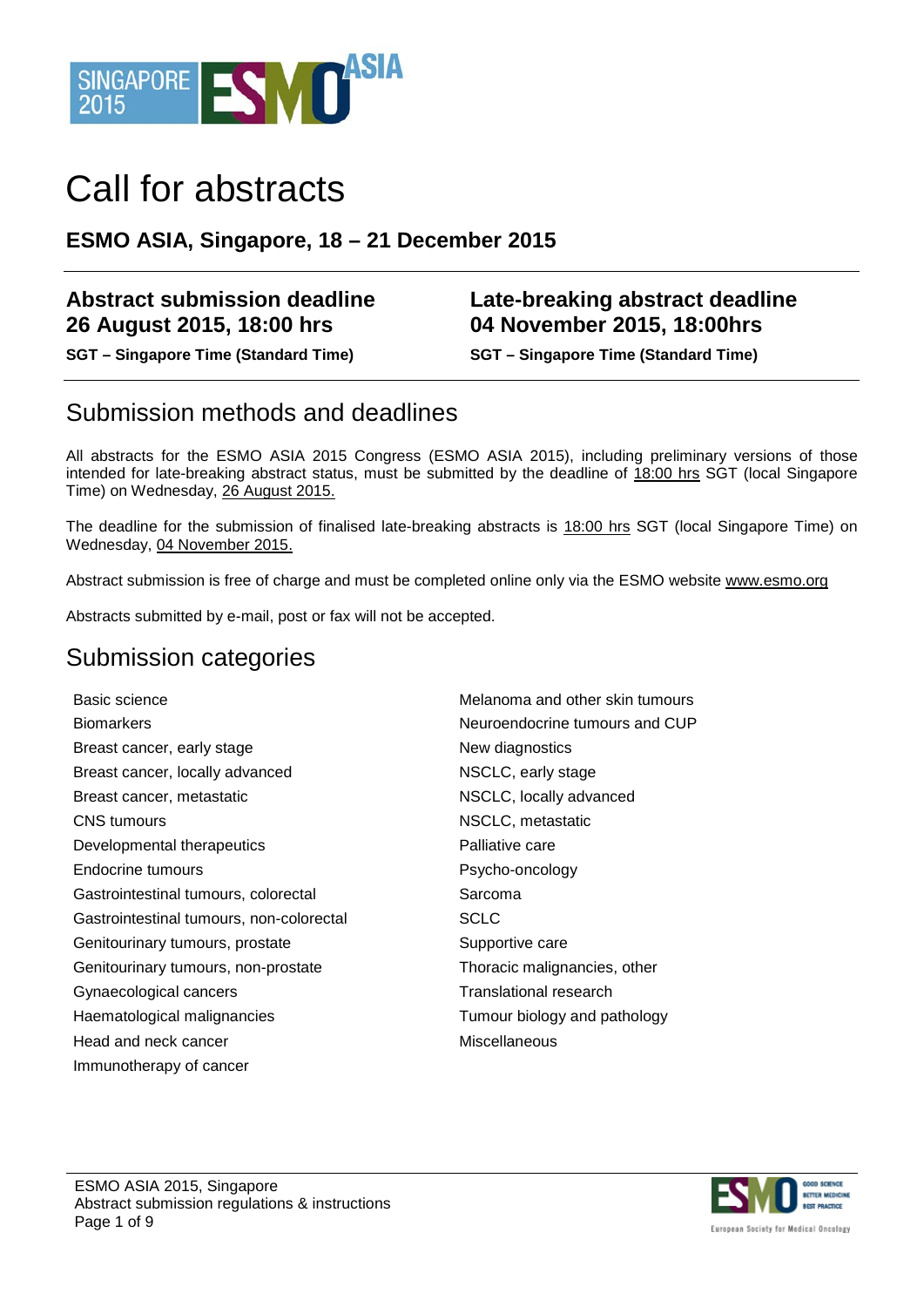# Call for abstracts

**ESMO ASIA, Singapore, 18 – 21 December 2015**

**Abstract submission deadline**
**26 August 2015, 18:00 hrs**
**SGT – Singapore Time (Standard Time)**

**Late-breaking abstract deadline**
**04 November 2015, 18:00hrs**
**SGT – Singapore Time (Standard Time)**

## Submission methods and deadlines

All abstracts for the ESMO ASIA 2015 Congress (ESMO ASIA 2015), including preliminary versions of those intended for late-breaking abstract status, must be submitted by the deadline of 18:00 hrs SGT (local Singapore Time) on Wednesday, 26 August 2015.

The deadline for the submission of finalised late-breaking abstracts is 18:00 hrs SGT (local Singapore Time) on Wednesday, 04 November 2015.

Abstract submission is free of charge and must be completed online only via the ESMO website www.esmo.org

Abstracts submitted by e-mail, post or fax will not be accepted.

## Submission categories

- Basic science
- Biomarkers
- Breast cancer, early stage
- Breast cancer, locally advanced
- Breast cancer, metastatic
- CNS tumours
- Developmental therapeutics
- Endocrine tumours
- Gastrointestinal tumours, colorectal
- Gastrointestinal tumours, non-colorectal
- Genitourinary tumours, prostate
- Genitourinary tumours, non-prostate
- Gynaecological cancers
- Haematological malignancies
- Head and neck cancer
- Immunotherapy of cancer
- Melanoma and other skin tumours
- Neuroendocrine tumours and CUP
- New diagnostics
- NSCLC, early stage
- NSCLC, locally advanced
- NSCLC, metastatic
- Palliative care
- Psycho-oncology
- Sarcoma
- SCLC
- Supportive care
- Thoracic malignancies, other
- Translational research
- Tumour biology and pathology
- Miscellaneous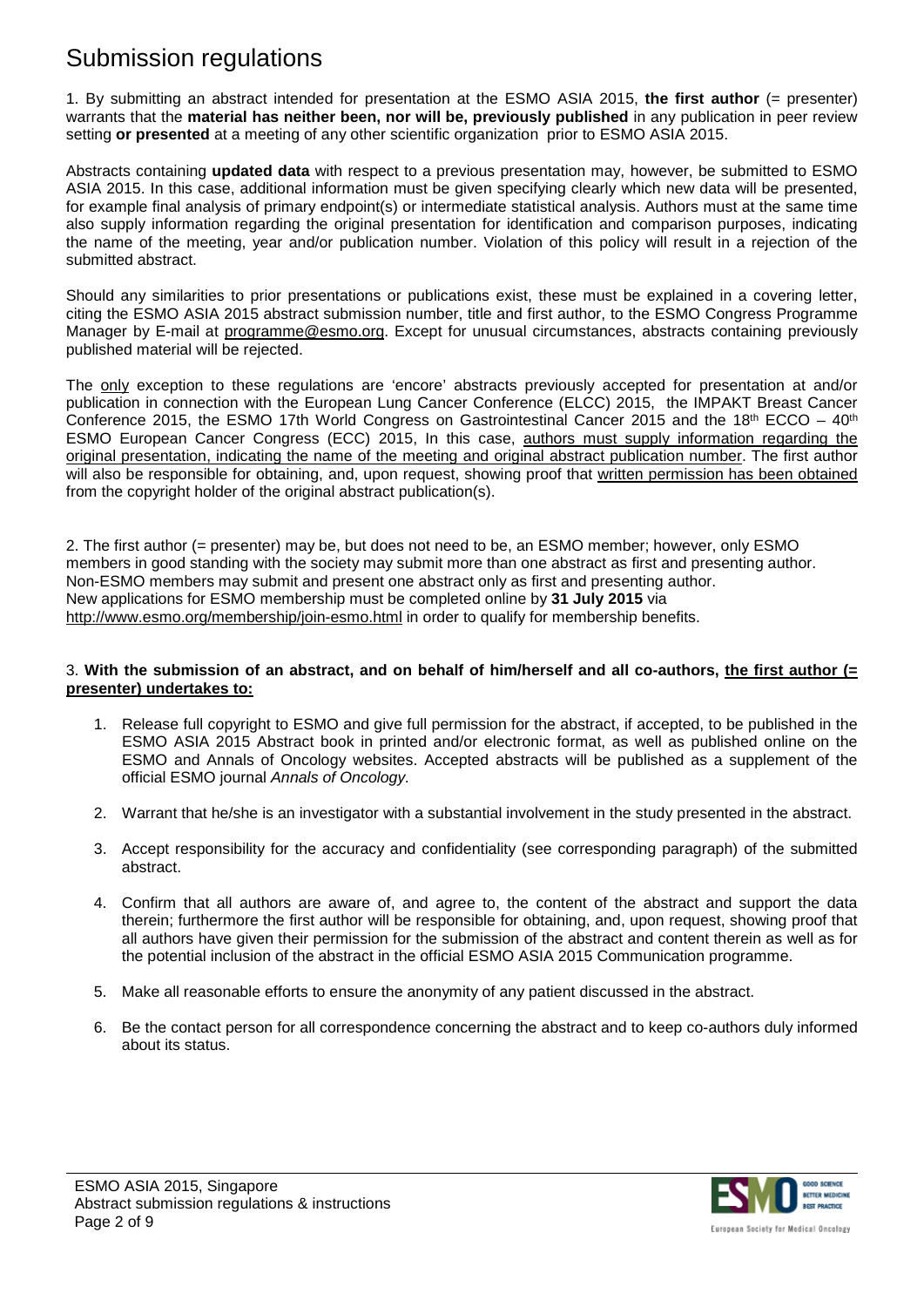# Submission regulations

1. By submitting an abstract intended for presentation at the ESMO ASIA 2015, **the first author** (= presenter) warrants that the **material has neither been, nor will be, previously published** in any publication in peer review setting **or presented** at a meeting of any other scientific organization prior to ESMO ASIA 2015.

Abstracts containing **updated data** with respect to a previous presentation may, however, be submitted to ESMO ASIA 2015. In this case, additional information must be given specifying clearly which new data will be presented, for example final analysis of primary endpoint(s) or intermediate statistical analysis. Authors must at the same time also supply information regarding the original presentation for identification and comparison purposes, indicating the name of the meeting, year and/or publication number. Violation of this policy will result in a rejection of the submitted abstract.

Should any similarities to prior presentations or publications exist, these must be explained in a covering letter, citing the ESMO ASIA 2015 abstract submission number, title and first author, to the ESMO Congress Programme Manager by E-mail at programme@esmo.org. Except for unusual circumstances, abstracts containing previously published material will be rejected.

The only exception to these regulations are 'encore' abstracts previously accepted for presentation at and/or publication in connection with the European Lung Cancer Conference (ELCC) 2015, the IMPAKT Breast Cancer Conference 2015, the ESMO 17th World Congress on Gastrointestinal Cancer 2015 and the 18th ECCO – 40th ESMO European Cancer Congress (ECC) 2015, In this case, authors must supply information regarding the original presentation, indicating the name of the meeting and original abstract publication number. The first author will also be responsible for obtaining, and, upon request, showing proof that written permission has been obtained from the copyright holder of the original abstract publication(s).

2. The first author (= presenter) may be, but does not need to be, an ESMO member; however, only ESMO members in good standing with the society may submit more than one abstract as first and presenting author. Non-ESMO members may submit and present one abstract only as first and presenting author. New applications for ESMO membership must be completed online by **31 July 2015** via http://www.esmo.org/membership/join-esmo.html in order to qualify for membership benefits.

3. **With the submission of an abstract, and on behalf of him/herself and all co-authors, the first author (= presenter) undertakes to:**

1. Release full copyright to ESMO and give full permission for the abstract, if accepted, to be published in the ESMO ASIA 2015 Abstract book in printed and/or electronic format, as well as published online on the ESMO and Annals of Oncology websites. Accepted abstracts will be published as a supplement of the official ESMO journal *Annals of Oncology.*
2. Warrant that he/she is an investigator with a substantial involvement in the study presented in the abstract.
3. Accept responsibility for the accuracy and confidentiality (see corresponding paragraph) of the submitted abstract.
4. Confirm that all authors are aware of, and agree to, the content of the abstract and support the data therein; furthermore the first author will be responsible for obtaining, and, upon request, showing proof that all authors have given their permission for the submission of the abstract and content therein as well as for the potential inclusion of the abstract in the official ESMO ASIA 2015 Communication programme.
5. Make all reasonable efforts to ensure the anonymity of any patient discussed in the abstract.
6. Be the contact person for all correspondence concerning the abstract and to keep co-authors duly informed about its status.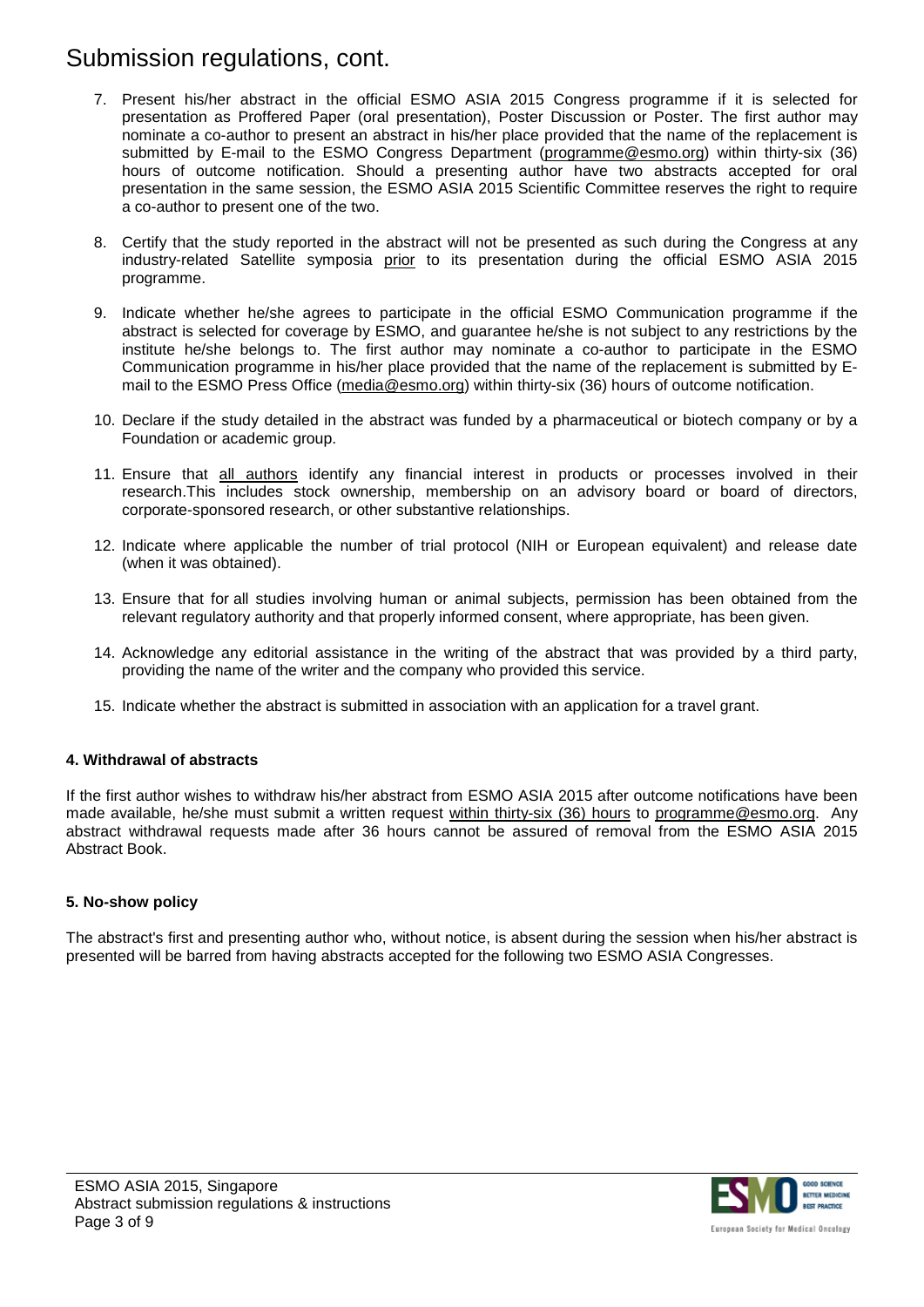# Submission regulations, cont.

7. Present his/her abstract in the official ESMO ASIA 2015 Congress programme if it is selected for presentation as Proffered Paper (oral presentation), Poster Discussion or Poster. The first author may nominate a co-author to present an abstract in his/her place provided that the name of the replacement is submitted by E-mail to the ESMO Congress Department (programme@esmo.org) within thirty-six (36) hours of outcome notification. Should a presenting author have two abstracts accepted for oral presentation in the same session, the ESMO ASIA 2015 Scientific Committee reserves the right to require a co-author to present one of the two.

8. Certify that the study reported in the abstract will not be presented as such during the Congress at any industry-related Satellite symposia prior to its presentation during the official ESMO ASIA 2015 programme.

9. Indicate whether he/she agrees to participate in the official ESMO Communication programme if the abstract is selected for coverage by ESMO, and guarantee he/she is not subject to any restrictions by the institute he/she belongs to. The first author may nominate a co-author to participate in the ESMO Communication programme in his/her place provided that the name of the replacement is submitted by E-mail to the ESMO Press Office (media@esmo.org) within thirty-six (36) hours of outcome notification.

10. Declare if the study detailed in the abstract was funded by a pharmaceutical or biotech company or by a Foundation or academic group.

11. Ensure that all authors identify any financial interest in products or processes involved in their research.This includes stock ownership, membership on an advisory board or board of directors, corporate-sponsored research, or other substantive relationships.

12. Indicate where applicable the number of trial protocol (NIH or European equivalent) and release date (when it was obtained).

13. Ensure that for all studies involving human or animal subjects, permission has been obtained from the relevant regulatory authority and that properly informed consent, where appropriate, has been given.

14. Acknowledge any editorial assistance in the writing of the abstract that was provided by a third party, providing the name of the writer and the company who provided this service.

15. Indicate whether the abstract is submitted in association with an application for a travel grant.

**4. Withdrawal of abstracts**

If the first author wishes to withdraw his/her abstract from ESMO ASIA 2015 after outcome notifications have been made available, he/she must submit a written request within thirty-six (36) hours to programme@esmo.org. Any abstract withdrawal requests made after 36 hours cannot be assured of removal from the ESMO ASIA 2015 Abstract Book.

**5. No-show policy**

The abstract's first and presenting author who, without notice, is absent during the session when his/her abstract is presented will be barred from having abstracts accepted for the following two ESMO ASIA Congresses.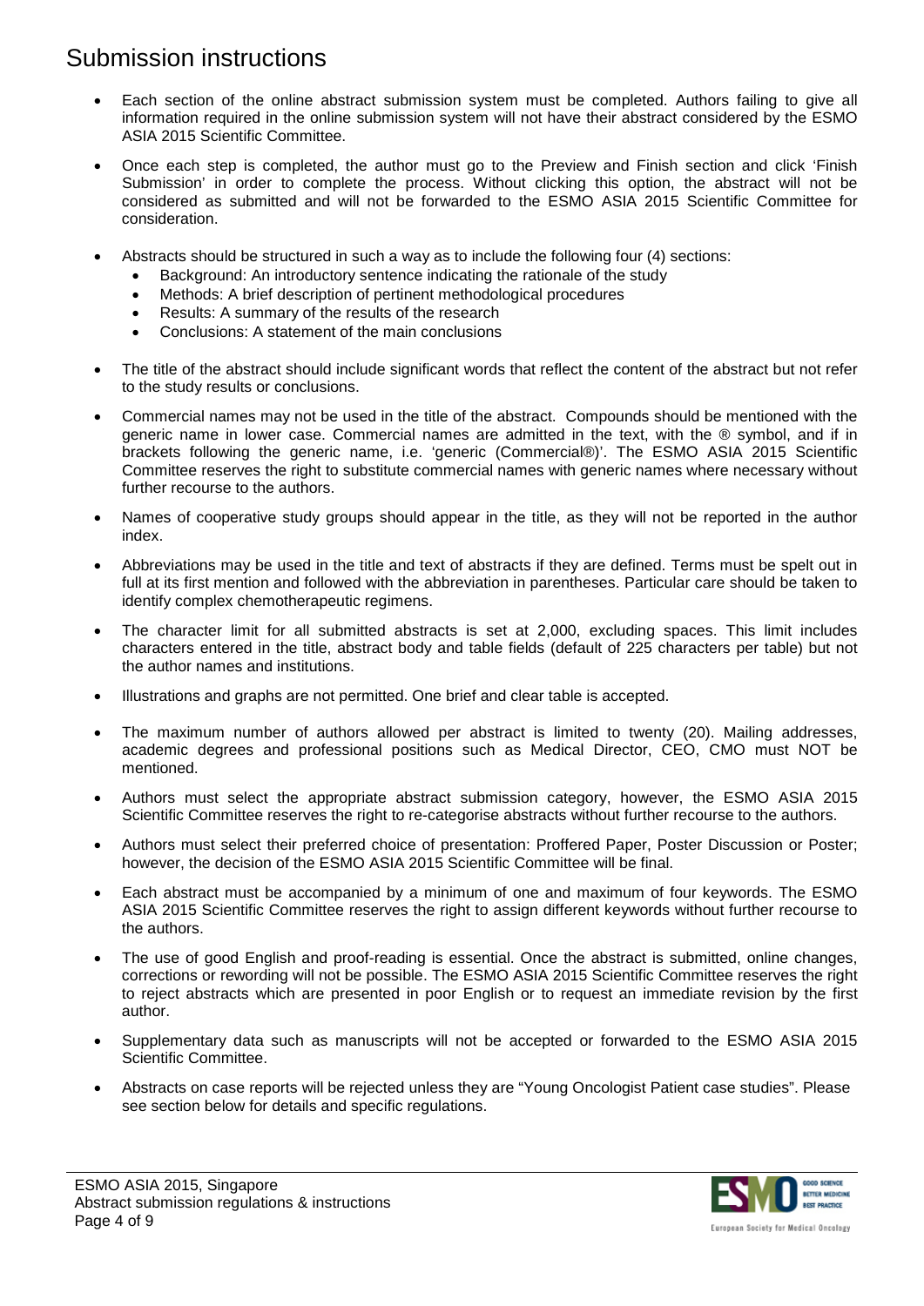# Submission instructions

- Each section of the online abstract submission system must be completed. Authors failing to give all information required in the online submission system will not have their abstract considered by the ESMO ASIA 2015 Scientific Committee.
- Once each step is completed, the author must go to the Preview and Finish section and click 'Finish Submission' in order to complete the process. Without clicking this option, the abstract will not be considered as submitted and will not be forwarded to the ESMO ASIA 2015 Scientific Committee for consideration.
- Abstracts should be structured in such a way as to include the following four (4) sections:
  - Background: An introductory sentence indicating the rationale of the study
  - Methods: A brief description of pertinent methodological procedures
  - Results: A summary of the results of the research
  - Conclusions: A statement of the main conclusions
- The title of the abstract should include significant words that reflect the content of the abstract but not refer to the study results or conclusions.
- Commercial names may not be used in the title of the abstract. Compounds should be mentioned with the generic name in lower case. Commercial names are admitted in the text, with the ® symbol, and if in brackets following the generic name, i.e. 'generic (Commercial®)'. The ESMO ASIA 2015 Scientific Committee reserves the right to substitute commercial names with generic names where necessary without further recourse to the authors.
- Names of cooperative study groups should appear in the title, as they will not be reported in the author index.
- Abbreviations may be used in the title and text of abstracts if they are defined. Terms must be spelt out in full at its first mention and followed with the abbreviation in parentheses. Particular care should be taken to identify complex chemotherapeutic regimens.
- The character limit for all submitted abstracts is set at 2,000, excluding spaces. This limit includes characters entered in the title, abstract body and table fields (default of 225 characters per table) but not the author names and institutions.
- Illustrations and graphs are not permitted. One brief and clear table is accepted.
- The maximum number of authors allowed per abstract is limited to twenty (20). Mailing addresses, academic degrees and professional positions such as Medical Director, CEO, CMO must NOT be mentioned.
- Authors must select the appropriate abstract submission category, however, the ESMO ASIA 2015 Scientific Committee reserves the right to re-categorise abstracts without further recourse to the authors.
- Authors must select their preferred choice of presentation: Proffered Paper, Poster Discussion or Poster; however, the decision of the ESMO ASIA 2015 Scientific Committee will be final.
- Each abstract must be accompanied by a minimum of one and maximum of four keywords. The ESMO ASIA 2015 Scientific Committee reserves the right to assign different keywords without further recourse to the authors.
- The use of good English and proof-reading is essential. Once the abstract is submitted, online changes, corrections or rewording will not be possible. The ESMO ASIA 2015 Scientific Committee reserves the right to reject abstracts which are presented in poor English or to request an immediate revision by the first author.
- Supplementary data such as manuscripts will not be accepted or forwarded to the ESMO ASIA 2015 Scientific Committee.
- Abstracts on case reports will be rejected unless they are "Young Oncologist Patient case studies". Please see section below for details and specific regulations.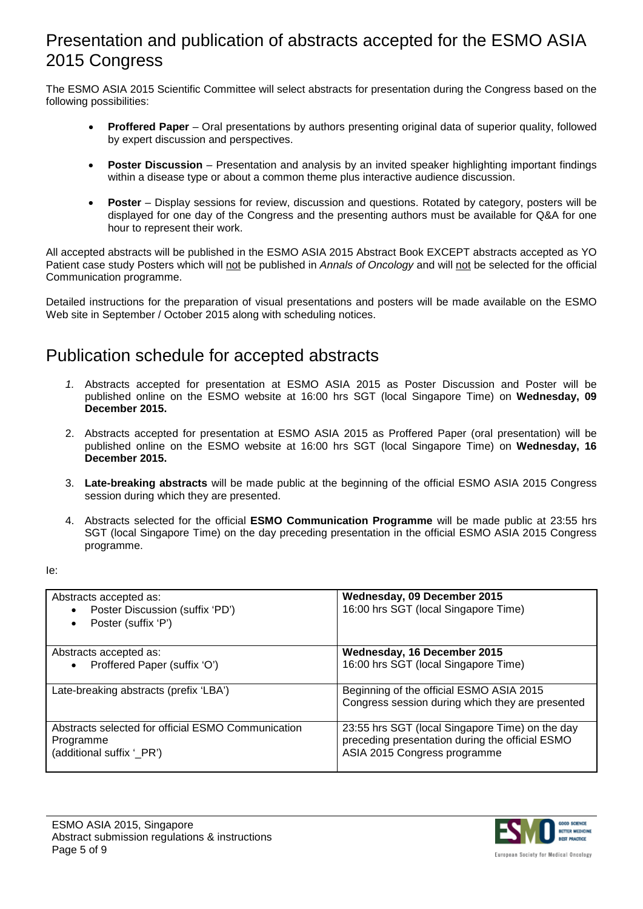# Presentation and publication of abstracts accepted for the ESMO ASIA 2015 Congress

The ESMO ASIA 2015 Scientific Committee will select abstracts for presentation during the Congress based on the following possibilities:

- **Proffered Paper** – Oral presentations by authors presenting original data of superior quality, followed by expert discussion and perspectives.
- **Poster Discussion** – Presentation and analysis by an invited speaker highlighting important findings within a disease type or about a common theme plus interactive audience discussion.
- **Poster** – Display sessions for review, discussion and questions. Rotated by category, posters will be displayed for one day of the Congress and the presenting authors must be available for Q&A for one hour to represent their work.

All accepted abstracts will be published in the ESMO ASIA 2015 Abstract Book EXCEPT abstracts accepted as YO Patient case study Posters which will not be published in *Annals of Oncology* and will not be selected for the official Communication programme.

Detailed instructions for the preparation of visual presentations and posters will be made available on the ESMO Web site in September / October 2015 along with scheduling notices.

# Publication schedule for accepted abstracts

1. Abstracts accepted for presentation at ESMO ASIA 2015 as Poster Discussion and Poster will be published online on the ESMO website at 16:00 hrs SGT (local Singapore Time) on **Wednesday, 09 December 2015.**
2. Abstracts accepted for presentation at ESMO ASIA 2015 as Proffered Paper (oral presentation) will be published online on the ESMO website at 16:00 hrs SGT (local Singapore Time) on **Wednesday, 16 December 2015.**
3. **Late-breaking abstracts** will be made public at the beginning of the official ESMO ASIA 2015 Congress session during which they are presented.
4. Abstracts selected for the official **ESMO Communication Programme** will be made public at 23:55 hrs SGT (local Singapore Time) on the day preceding presentation in the official ESMO ASIA 2015 Congress programme.

Ie:

| | |
|---|---|
| Abstracts accepted as:<br>• Poster Discussion (suffix 'PD')<br>• Poster (suffix 'P') | **Wednesday, 09 December 2015**<br>16:00 hrs SGT (local Singapore Time) |
| Abstracts accepted as:<br>• Proffered Paper (suffix 'O') | **Wednesday, 16 December 2015**<br>16:00 hrs SGT (local Singapore Time) |
| Late-breaking abstracts (prefix 'LBA') | Beginning of the official ESMO ASIA 2015 Congress session during which they are presented |
| Abstracts selected for official ESMO Communication Programme (additional suffix '_PR') | 23:55 hrs SGT (local Singapore Time) on the day preceding presentation during the official ESMO ASIA 2015 Congress programme |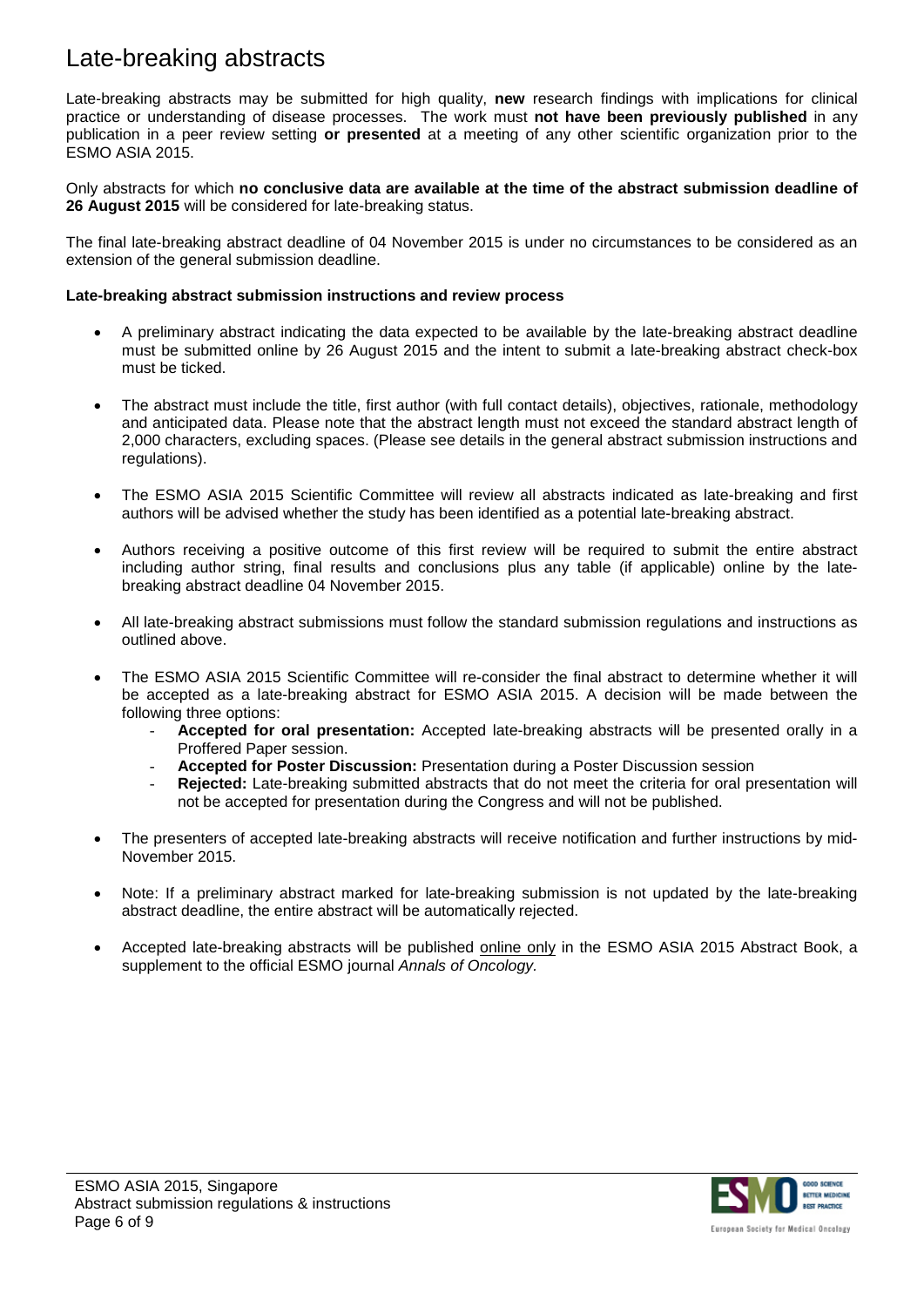# Late-breaking abstracts

Late-breaking abstracts may be submitted for high quality, **new** research findings with implications for clinical practice or understanding of disease processes. The work must **not have been previously published** in any publication in a peer review setting **or presented** at a meeting of any other scientific organization prior to the ESMO ASIA 2015.

Only abstracts for which **no conclusive data are available at the time of the abstract submission deadline of 26 August 2015** will be considered for late-breaking status.

The final late-breaking abstract deadline of 04 November 2015 is under no circumstances to be considered as an extension of the general submission deadline.

**Late-breaking abstract submission instructions and review process**

- A preliminary abstract indicating the data expected to be available by the late-breaking abstract deadline must be submitted online by 26 August 2015 and the intent to submit a late-breaking abstract check-box must be ticked.
- The abstract must include the title, first author (with full contact details), objectives, rationale, methodology and anticipated data. Please note that the abstract length must not exceed the standard abstract length of 2,000 characters, excluding spaces. (Please see details in the general abstract submission instructions and regulations).
- The ESMO ASIA 2015 Scientific Committee will review all abstracts indicated as late-breaking and first authors will be advised whether the study has been identified as a potential late-breaking abstract.
- Authors receiving a positive outcome of this first review will be required to submit the entire abstract including author string, final results and conclusions plus any table (if applicable) online by the late-breaking abstract deadline 04 November 2015.
- All late-breaking abstract submissions must follow the standard submission regulations and instructions as outlined above.
- The ESMO ASIA 2015 Scientific Committee will re-consider the final abstract to determine whether it will be accepted as a late-breaking abstract for ESMO ASIA 2015. A decision will be made between the following three options:
  - **Accepted for oral presentation:** Accepted late-breaking abstracts will be presented orally in a Proffered Paper session.
  - **Accepted for Poster Discussion:** Presentation during a Poster Discussion session
  - **Rejected:** Late-breaking submitted abstracts that do not meet the criteria for oral presentation will not be accepted for presentation during the Congress and will not be published.
- The presenters of accepted late-breaking abstracts will receive notification and further instructions by mid-November 2015.
- Note: If a preliminary abstract marked for late-breaking submission is not updated by the late-breaking abstract deadline, the entire abstract will be automatically rejected.
- Accepted late-breaking abstracts will be published online only in the ESMO ASIA 2015 Abstract Book, a supplement to the official ESMO journal *Annals of Oncology.*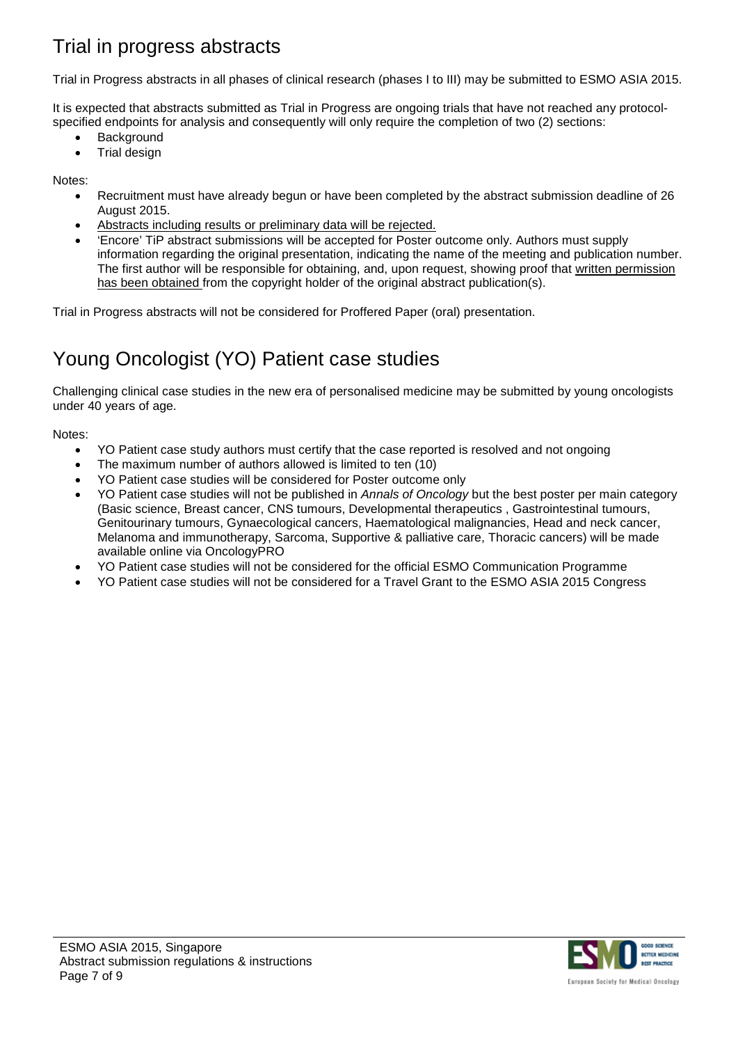# Trial in progress abstracts

Trial in Progress abstracts in all phases of clinical research (phases I to III) may be submitted to ESMO ASIA 2015.

It is expected that abstracts submitted as Trial in Progress are ongoing trials that have not reached any protocol-specified endpoints for analysis and consequently will only require the completion of two (2) sections:

- Background
- Trial design

Notes:

- Recruitment must have already begun or have been completed by the abstract submission deadline of 26 August 2015.
- Abstracts including results or preliminary data will be rejected.
- 'Encore' TiP abstract submissions will be accepted for Poster outcome only. Authors must supply information regarding the original presentation, indicating the name of the meeting and publication number. The first author will be responsible for obtaining, and, upon request, showing proof that written permission has been obtained from the copyright holder of the original abstract publication(s).

Trial in Progress abstracts will not be considered for Proffered Paper (oral) presentation.

# Young Oncologist (YO) Patient case studies

Challenging clinical case studies in the new era of personalised medicine may be submitted by young oncologists under 40 years of age.

Notes:

- YO Patient case study authors must certify that the case reported is resolved and not ongoing
- The maximum number of authors allowed is limited to ten (10)
- YO Patient case studies will be considered for Poster outcome only
- YO Patient case studies will not be published in *Annals of Oncology* but the best poster per main category (Basic science, Breast cancer, CNS tumours, Developmental therapeutics , Gastrointestinal tumours, Genitourinary tumours, Gynaecological cancers, Haematological malignancies, Head and neck cancer, Melanoma and immunotherapy, Sarcoma, Supportive & palliative care, Thoracic cancers) will be made available online via OncologyPRO
- YO Patient case studies will not be considered for the official ESMO Communication Programme
- YO Patient case studies will not be considered for a Travel Grant to the ESMO ASIA 2015 Congress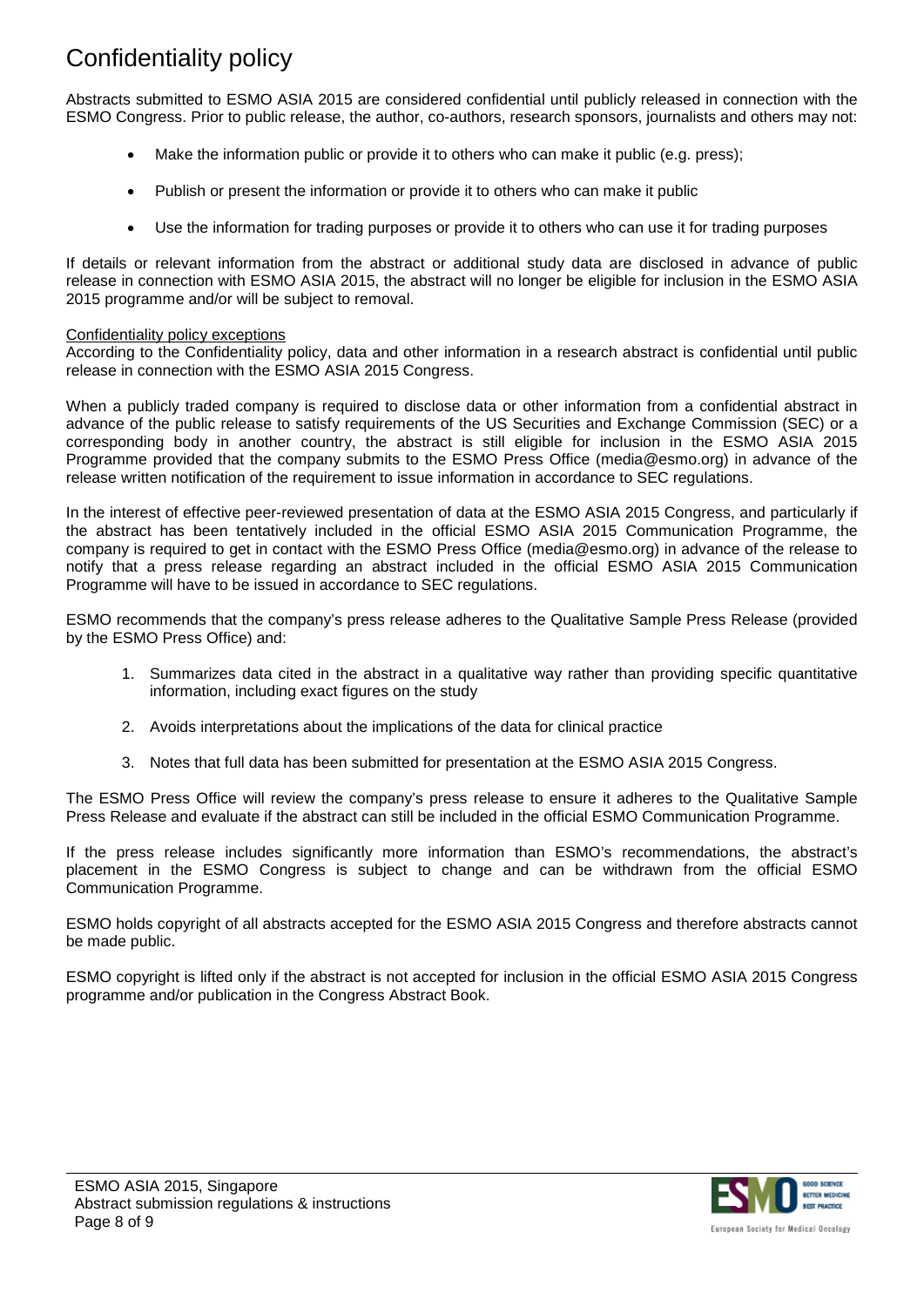# Confidentiality policy

Abstracts submitted to ESMO ASIA 2015 are considered confidential until publicly released in connection with the ESMO Congress. Prior to public release, the author, co-authors, research sponsors, journalists and others may not:

- Make the information public or provide it to others who can make it public (e.g. press);
- Publish or present the information or provide it to others who can make it public
- Use the information for trading purposes or provide it to others who can use it for trading purposes

If details or relevant information from the abstract or additional study data are disclosed in advance of public release in connection with ESMO ASIA 2015, the abstract will no longer be eligible for inclusion in the ESMO ASIA 2015 programme and/or will be subject to removal.

Confidentiality policy exceptions

According to the Confidentiality policy, data and other information in a research abstract is confidential until public release in connection with the ESMO ASIA 2015 Congress.

When a publicly traded company is required to disclose data or other information from a confidential abstract in advance of the public release to satisfy requirements of the US Securities and Exchange Commission (SEC) or a corresponding body in another country, the abstract is still eligible for inclusion in the ESMO ASIA 2015 Programme provided that the company submits to the ESMO Press Office (media@esmo.org) in advance of the release written notification of the requirement to issue information in accordance to SEC regulations.

In the interest of effective peer-reviewed presentation of data at the ESMO ASIA 2015 Congress, and particularly if the abstract has been tentatively included in the official ESMO ASIA 2015 Communication Programme, the company is required to get in contact with the ESMO Press Office (media@esmo.org) in advance of the release to notify that a press release regarding an abstract included in the official ESMO ASIA 2015 Communication Programme will have to be issued in accordance to SEC regulations.

ESMO recommends that the company's press release adheres to the Qualitative Sample Press Release (provided by the ESMO Press Office) and:

1. Summarizes data cited in the abstract in a qualitative way rather than providing specific quantitative information, including exact figures on the study
2. Avoids interpretations about the implications of the data for clinical practice
3. Notes that full data has been submitted for presentation at the ESMO ASIA 2015 Congress.

The ESMO Press Office will review the company's press release to ensure it adheres to the Qualitative Sample Press Release and evaluate if the abstract can still be included in the official ESMO Communication Programme.

If the press release includes significantly more information than ESMO's recommendations, the abstract's placement in the ESMO Congress is subject to change and can be withdrawn from the official ESMO Communication Programme.

ESMO holds copyright of all abstracts accepted for the ESMO ASIA 2015 Congress and therefore abstracts cannot be made public.

ESMO copyright is lifted only if the abstract is not accepted for inclusion in the official ESMO ASIA 2015 Congress programme and/or publication in the Congress Abstract Book.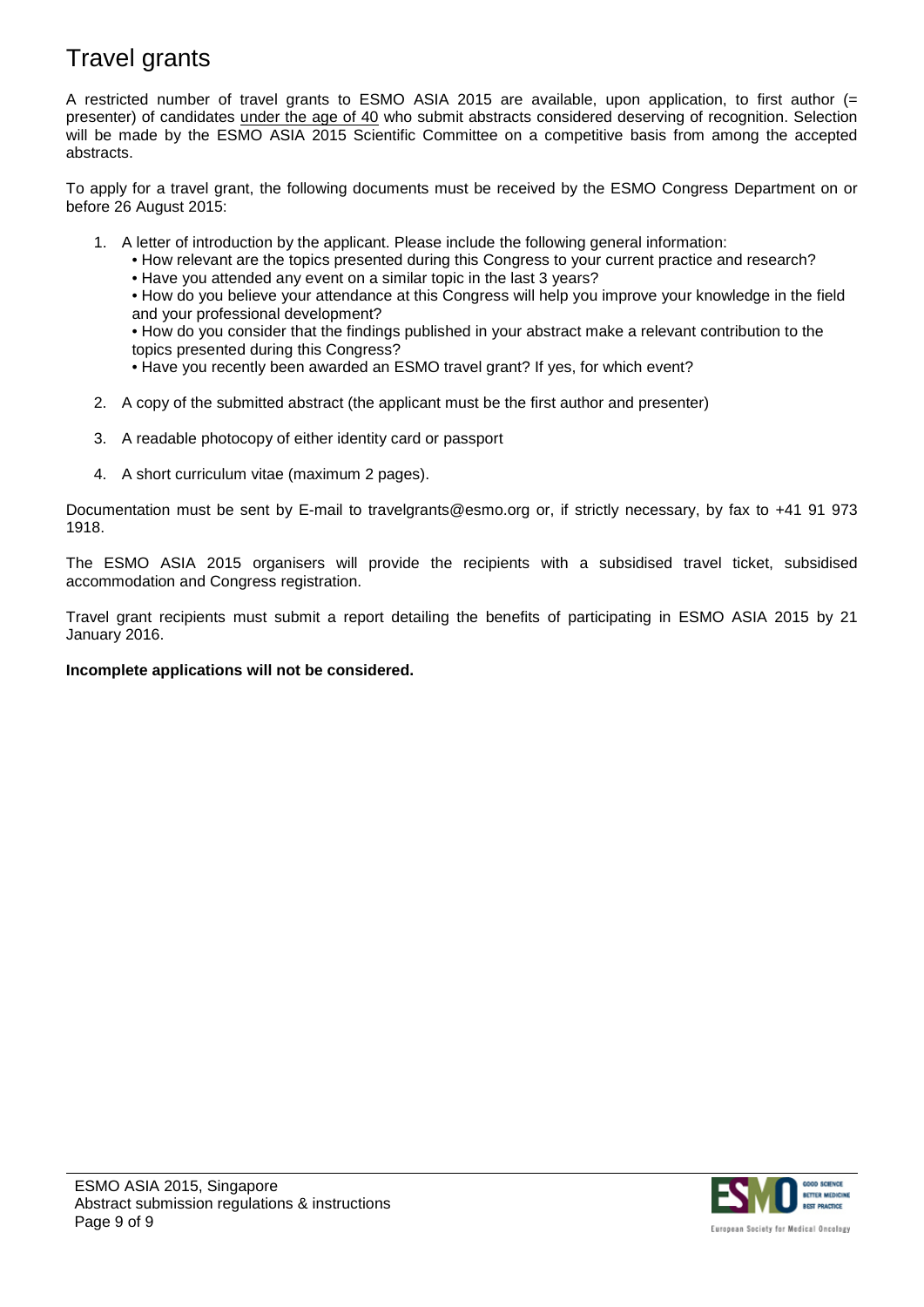# Travel grants

A restricted number of travel grants to ESMO ASIA 2015 are available, upon application, to first author (= presenter) of candidates under the age of 40 who submit abstracts considered deserving of recognition. Selection will be made by the ESMO ASIA 2015 Scientific Committee on a competitive basis from among the accepted abstracts.

To apply for a travel grant, the following documents must be received by the ESMO Congress Department on or before 26 August 2015:

1. A letter of introduction by the applicant. Please include the following general information:
   - How relevant are the topics presented during this Congress to your current practice and research?
   - Have you attended any event on a similar topic in the last 3 years?
   - How do you believe your attendance at this Congress will help you improve your knowledge in the field and your professional development?
   - How do you consider that the findings published in your abstract make a relevant contribution to the topics presented during this Congress?
   - Have you recently been awarded an ESMO travel grant? If yes, for which event?
2. A copy of the submitted abstract (the applicant must be the first author and presenter)
3. A readable photocopy of either identity card or passport
4. A short curriculum vitae (maximum 2 pages).

Documentation must be sent by E-mail to travelgrants@esmo.org or, if strictly necessary, by fax to +41 91 973 1918.

The ESMO ASIA 2015 organisers will provide the recipients with a subsidised travel ticket, subsidised accommodation and Congress registration.

Travel grant recipients must submit a report detailing the benefits of participating in ESMO ASIA 2015 by 21 January 2016.

**Incomplete applications will not be considered.**